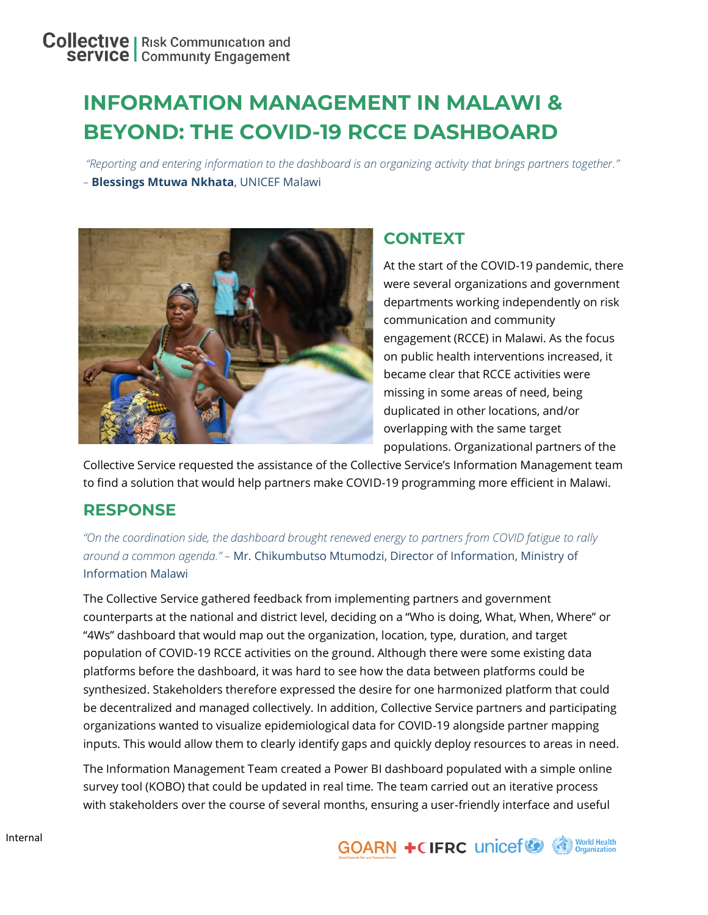Collective service | Risk Communication and Community Engagement

# INFORMATION MANAGEMENT IN MALAWI & BEYOND: THE COVID-19 RCCE DASHBOARD

*"Reporting and entering information to the dashboard is an organizing activity that brings partners together."*
– **Blessings Mtuwa Nkhata**, UNICEF Malawi

## CONTEXT

At the start of the COVID-19 pandemic, there were several organizations and government departments working independently on risk communication and community engagement (RCCE) in Malawi. As the focus on public health interventions increased, it became clear that RCCE activities were missing in some areas of need, being duplicated in other locations, and/or overlapping with the same target populations. Organizational partners of the Collective Service requested the assistance of the Collective Service's Information Management team to find a solution that would help partners make COVID-19 programming more efficient in Malawi.

## RESPONSE

*"On the coordination side, the dashboard brought renewed energy to partners from COVID fatigue to rally around a common agenda."* – Mr. Chikumbutso Mtumodzi, Director of Information, Ministry of Information Malawi

The Collective Service gathered feedback from implementing partners and government counterparts at the national and district level, deciding on a "Who is doing, What, When, Where" or "4Ws" dashboard that would map out the organization, location, type, duration, and target population of COVID-19 RCCE activities on the ground. Although there were some existing data platforms before the dashboard, it was hard to see how the data between platforms could be synthesized. Stakeholders therefore expressed the desire for one harmonized platform that could be decentralized and managed collectively. In addition, Collective Service partners and participating organizations wanted to visualize epidemiological data for COVID-19 alongside partner mapping inputs. This would allow them to clearly identify gaps and quickly deploy resources to areas in need.

The Information Management Team created a Power BI dashboard populated with a simple online survey tool (KOBO) that could be updated in real time. The team carried out an iterative process with stakeholders over the course of several months, ensuring a user-friendly interface and useful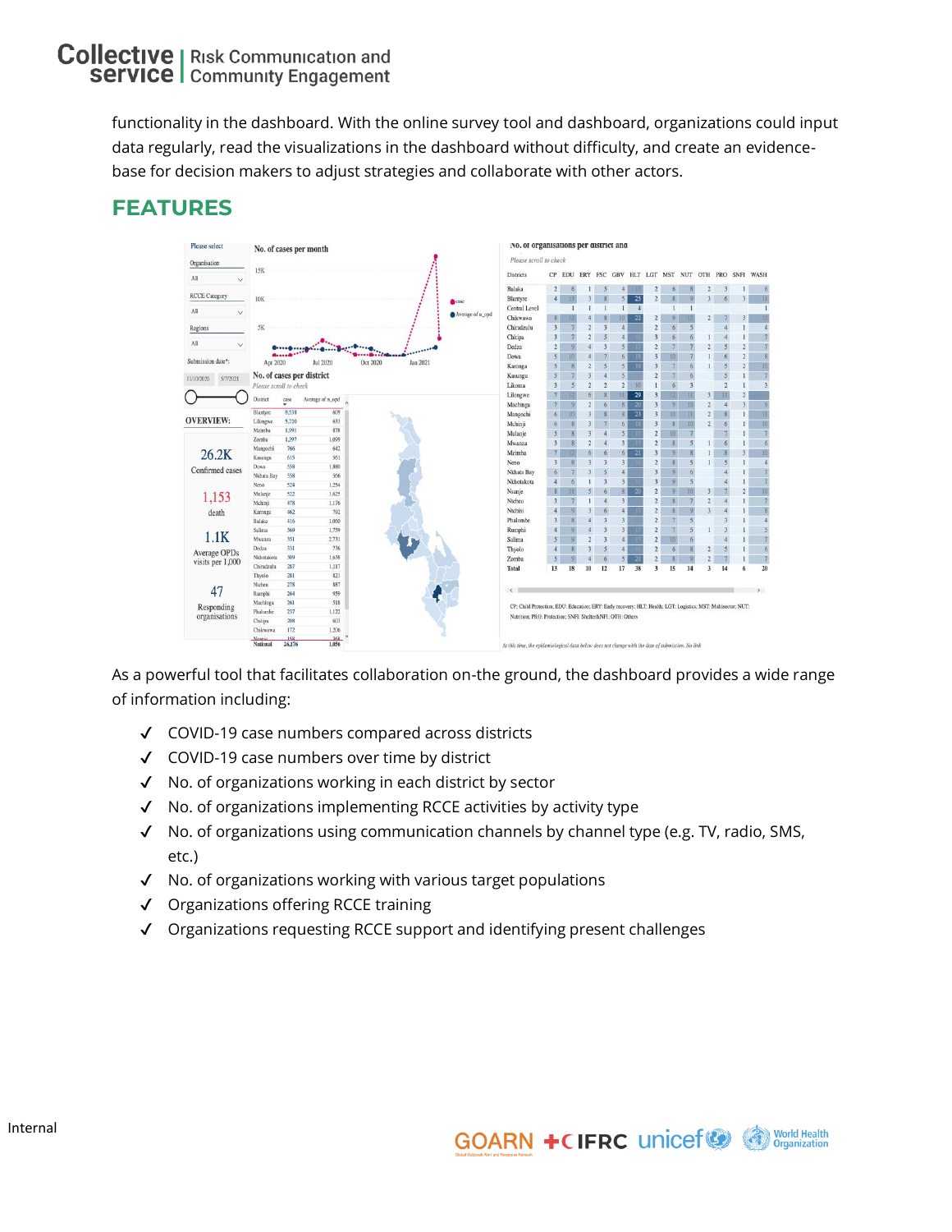functionality in the dashboard. With the online survey tool and dashboard, organizations could input data regularly, read the visualizations in the dashboard without difficulty, and create an evidence-base for decision makers to adjust strategies and collaborate with other actors.

## FEATURES

As a powerful tool that facilitates collaboration on-the ground, the dashboard provides a wide range of information including:

- ✓ COVID-19 case numbers compared across districts
- ✓ COVID-19 case numbers over time by district
- ✓ No. of organizations working in each district by sector
- ✓ No. of organizations implementing RCCE activities by activity type
- ✓ No. of organizations using communication channels by channel type (e.g. TV, radio, SMS, etc.)
- ✓ No. of organizations working with various target populations
- ✓ Organizations offering RCCE training
- ✓ Organizations requesting RCCE support and identifying present challenges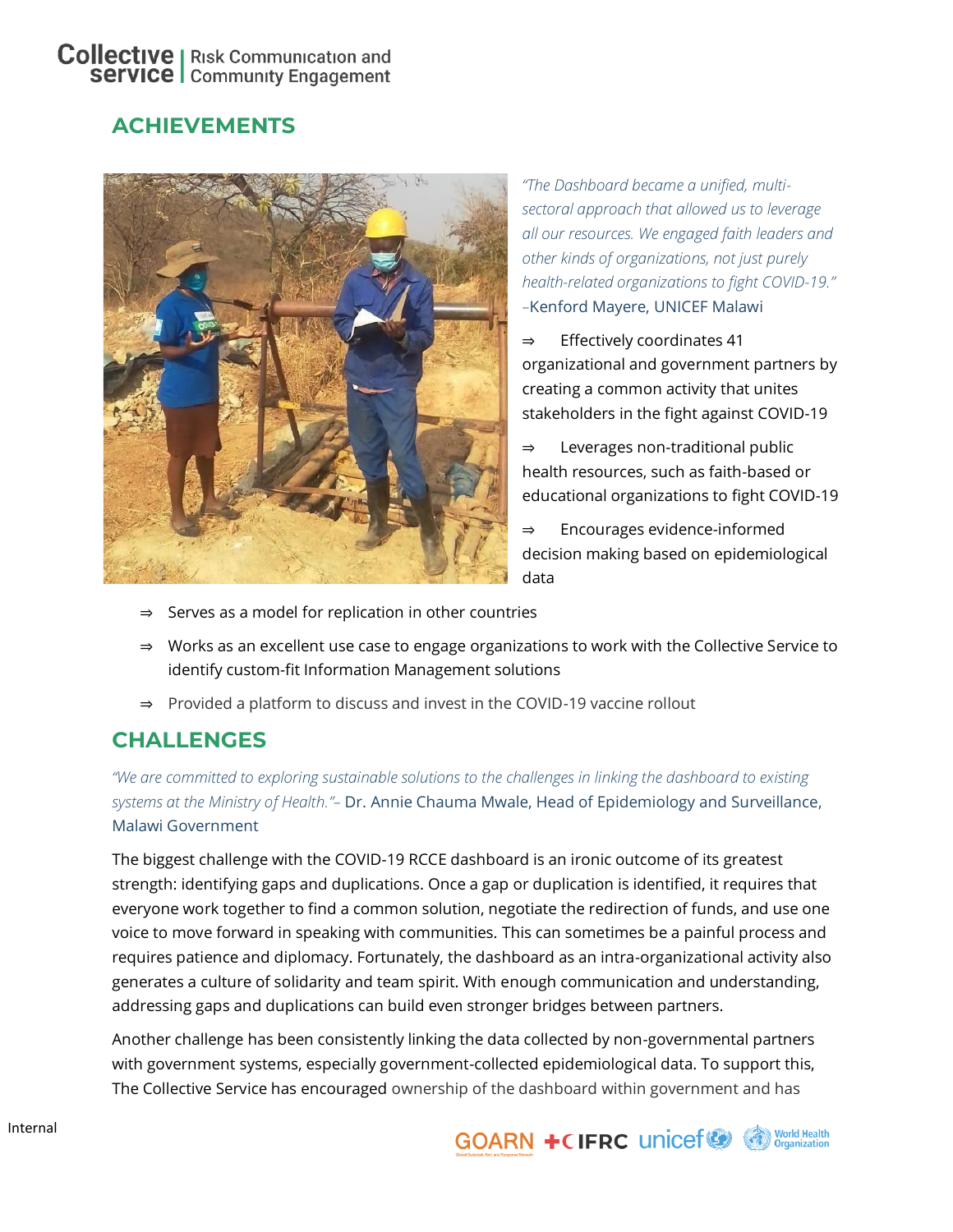## ACHIEVEMENTS

*"The Dashboard became a unified, multi-sectoral approach that allowed us to leverage all our resources. We engaged faith leaders and other kinds of organizations, not just purely health-related organizations to fight COVID-19."* –Kenford Mayere, UNICEF Malawi

- ⇒ Effectively coordinates 41 organizational and government partners by creating a common activity that unites stakeholders in the fight against COVID-19
- ⇒ Leverages non-traditional public health resources, such as faith-based or educational organizations to fight COVID-19
- ⇒ Encourages evidence-informed decision making based on epidemiological data
- ⇒ Serves as a model for replication in other countries
- ⇒ Works as an excellent use case to engage organizations to work with the Collective Service to identify custom-fit Information Management solutions
- ⇒ Provided a platform to discuss and invest in the COVID-19 vaccine rollout

## CHALLENGES

*"We are committed to exploring sustainable solutions to the challenges in linking the dashboard to existing systems at the Ministry of Health."*– Dr. Annie Chauma Mwale, Head of Epidemiology and Surveillance, Malawi Government

The biggest challenge with the COVID-19 RCCE dashboard is an ironic outcome of its greatest strength: identifying gaps and duplications. Once a gap or duplication is identified, it requires that everyone work together to find a common solution, negotiate the redirection of funds, and use one voice to move forward in speaking with communities. This can sometimes be a painful process and requires patience and diplomacy. Fortunately, the dashboard as an intra-organizational activity also generates a culture of solidarity and team spirit. With enough communication and understanding, addressing gaps and duplications can build even stronger bridges between partners.

Another challenge has been consistently linking the data collected by non-governmental partners with government systems, especially government-collected epidemiological data. To support this, The Collective Service has encouraged ownership of the dashboard within government and has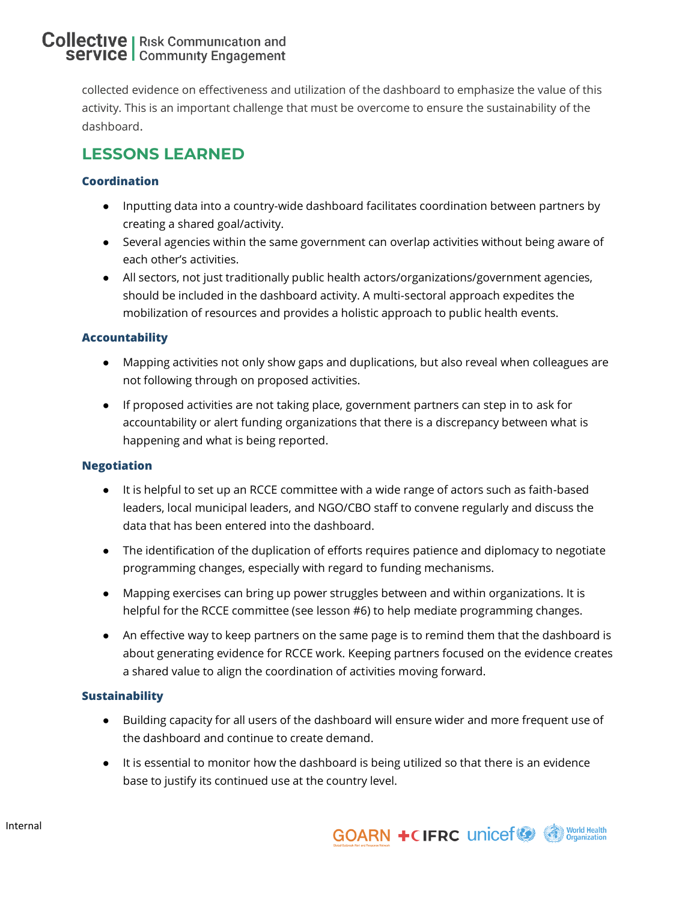collected evidence on effectiveness and utilization of the dashboard to emphasize the value of this activity. This is an important challenge that must be overcome to ensure the sustainability of the dashboard.

## LESSONS LEARNED

### Coordination

- Inputting data into a country-wide dashboard facilitates coordination between partners by creating a shared goal/activity.
- Several agencies within the same government can overlap activities without being aware of each other's activities.
- All sectors, not just traditionally public health actors/organizations/government agencies, should be included in the dashboard activity. A multi-sectoral approach expedites the mobilization of resources and provides a holistic approach to public health events.

### Accountability

- Mapping activities not only show gaps and duplications, but also reveal when colleagues are not following through on proposed activities.
- If proposed activities are not taking place, government partners can step in to ask for accountability or alert funding organizations that there is a discrepancy between what is happening and what is being reported.

### Negotiation

- It is helpful to set up an RCCE committee with a wide range of actors such as faith-based leaders, local municipal leaders, and NGO/CBO staff to convene regularly and discuss the data that has been entered into the dashboard.
- The identification of the duplication of efforts requires patience and diplomacy to negotiate programming changes, especially with regard to funding mechanisms.
- Mapping exercises can bring up power struggles between and within organizations. It is helpful for the RCCE committee (see lesson #6) to help mediate programming changes.
- An effective way to keep partners on the same page is to remind them that the dashboard is about generating evidence for RCCE work. Keeping partners focused on the evidence creates a shared value to align the coordination of activities moving forward.

### Sustainability

- Building capacity for all users of the dashboard will ensure wider and more frequent use of the dashboard and continue to create demand.
- It is essential to monitor how the dashboard is being utilized so that there is an evidence base to justify its continued use at the country level.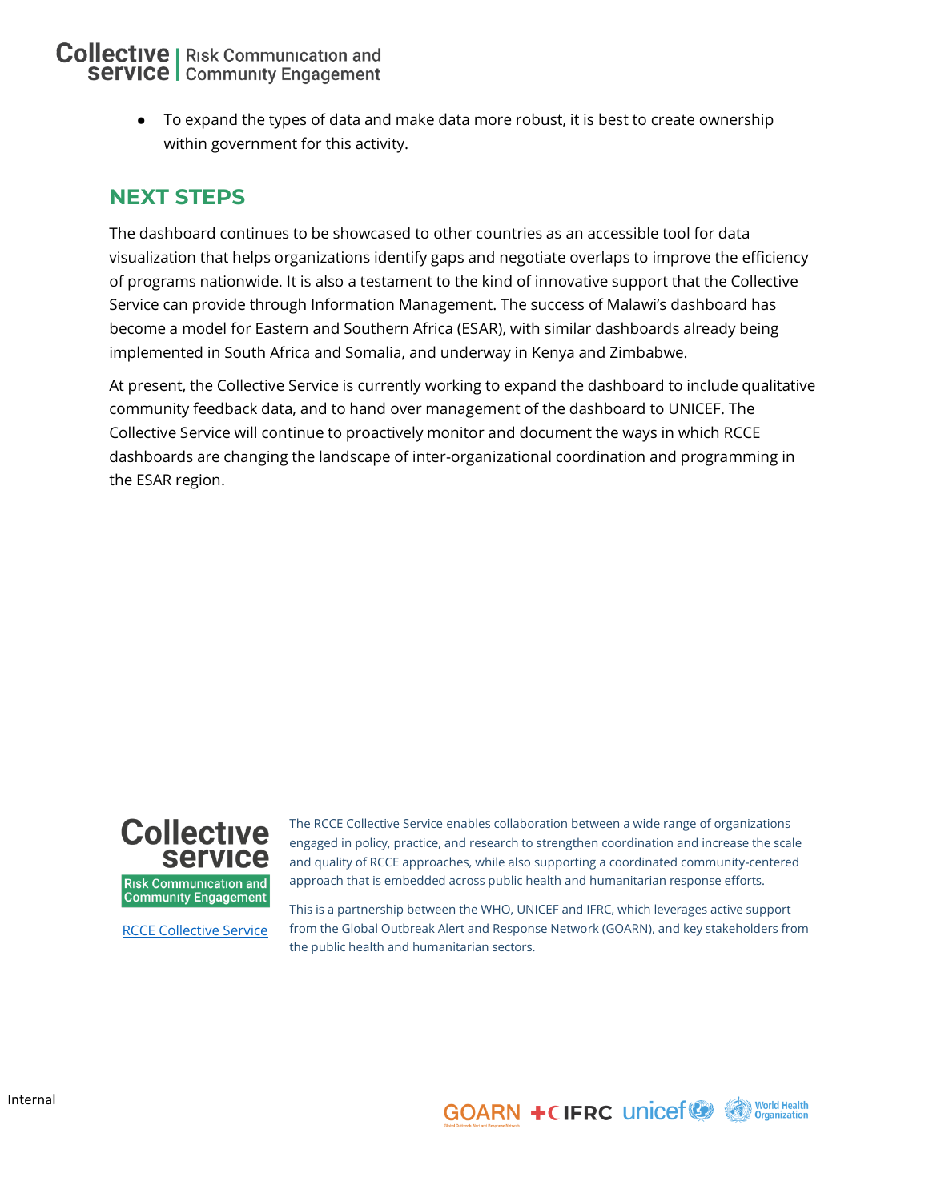- To expand the types of data and make data more robust, it is best to create ownership within government for this activity.

## NEXT STEPS

The dashboard continues to be showcased to other countries as an accessible tool for data visualization that helps organizations identify gaps and negotiate overlaps to improve the efficiency of programs nationwide. It is also a testament to the kind of innovative support that the Collective Service can provide through Information Management. The success of Malawi's dashboard has become a model for Eastern and Southern Africa (ESAR), with similar dashboards already being implemented in South Africa and Somalia, and underway in Kenya and Zimbabwe.

At present, the Collective Service is currently working to expand the dashboard to include qualitative community feedback data, and to hand over management of the dashboard to UNICEF. The Collective Service will continue to proactively monitor and document the ways in which RCCE dashboards are changing the landscape of inter-organizational coordination and programming in the ESAR region.

Collective service
Risk Communication and Community Engagement

RCCE Collective Service

The RCCE Collective Service enables collaboration between a wide range of organizations engaged in policy, practice, and research to strengthen coordination and increase the scale and quality of RCCE approaches, while also supporting a coordinated community-centered approach that is embedded across public health and humanitarian response efforts.

This is a partnership between the WHO, UNICEF and IFRC, which leverages active support from the Global Outbreak Alert and Response Network (GOARN), and key stakeholders from the public health and humanitarian sectors.